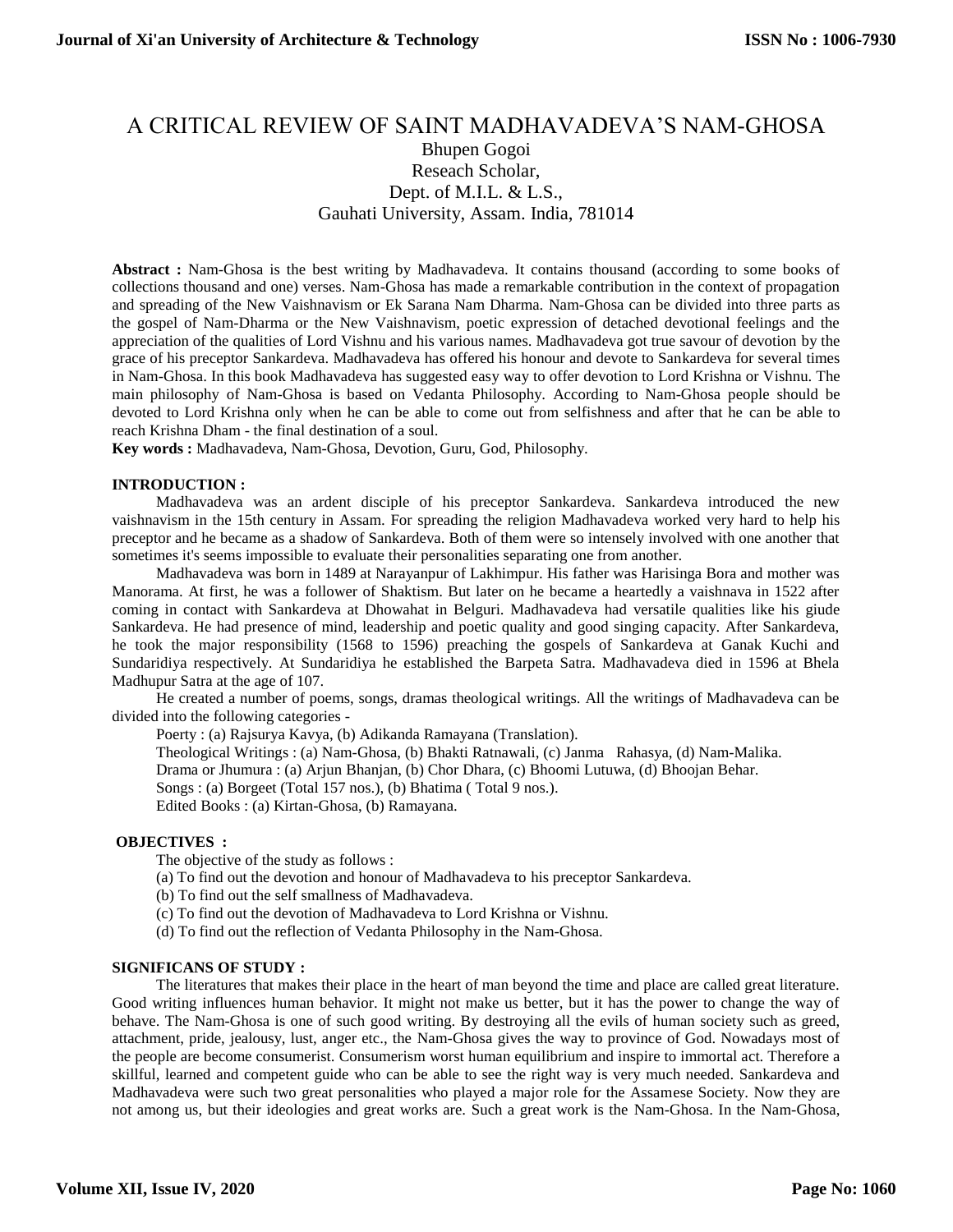# A CRITICAL REVIEW OF SAINT MADHAVADEVA'S NAM-GHOSA

Bhupen Gogoi
Reseach Scholar,
Dept. of M.I.L. & L.S.,
Gauhati University, Assam. India, 781014

**Abstract :** Nam-Ghosa is the best writing by Madhavadeva. It contains thousand (according to some books of collections thousand and one) verses. Nam-Ghosa has made a remarkable contribution in the context of propagation and spreading of the New Vaishnavism or Ek Sarana Nam Dharma. Nam-Ghosa can be divided into three parts as the gospel of Nam-Dharma or the New Vaishnavism, poetic expression of detached devotional feelings and the appreciation of the qualities of Lord Vishnu and his various names. Madhavadeva got true savour of devotion by the grace of his preceptor Sankardeva. Madhavadeva has offered his honour and devote to Sankardeva for several times in Nam-Ghosa. In this book Madhavadeva has suggested easy way to offer devotion to Lord Krishna or Vishnu. The main philosophy of Nam-Ghosa is based on Vedanta Philosophy. According to Nam-Ghosa people should be devoted to Lord Krishna only when he can be able to come out from selfishness and after that he can be able to reach Krishna Dham - the final destination of a soul.

**Key words :** Madhavadeva, Nam-Ghosa, Devotion, Guru, God, Philosophy.

## INTRODUCTION :

Madhavadeva was an ardent disciple of his preceptor Sankardeva. Sankardeva introduced the new vaishnavism in the 15th century in Assam. For spreading the religion Madhavadeva worked very hard to help his preceptor and he became as a shadow of Sankardeva. Both of them were so intensely involved with one another that sometimes it's seems impossible to evaluate their personalities separating one from another.

Madhavadeva was born in 1489 at Narayanpur of Lakhimpur. His father was Harisinga Bora and mother was Manorama. At first, he was a follower of Shaktism. But later on he became a heartedly a vaishnava in 1522 after coming in contact with Sankardeva at Dhowahat in Belguri. Madhavadeva had versatile qualities like his giude Sankardeva. He had presence of mind, leadership and poetic quality and good singing capacity. After Sankardeva, he took the major responsibility (1568 to 1596) preaching the gospels of Sankardeva at Ganak Kuchi and Sundaridiya respectively. At Sundaridiya he established the Barpeta Satra. Madhavadeva died in 1596 at Bhela Madhupur Satra at the age of 107.

He created a number of poems, songs, dramas theological writings. All the writings of Madhavadeva can be divided into the following categories -

Poerty : (a) Rajsurya Kavya, (b) Adikanda Ramayana (Translation).

Theological Writings : (a) Nam-Ghosa, (b) Bhakti Ratnawali, (c) Janma Rahasya, (d) Nam-Malika.

Drama or Jhumura : (a) Arjun Bhanjan, (b) Chor Dhara, (c) Bhoomi Lutuwa, (d) Bhoojan Behar.

Songs : (a) Borgeet (Total 157 nos.), (b) Bhatima ( Total 9 nos.).

Edited Books : (a) Kirtan-Ghosa, (b) Ramayana.

## OBJECTIVES :

The objective of the study as follows :

(a) To find out the devotion and honour of Madhavadeva to his preceptor Sankardeva.

(b) To find out the self smallness of Madhavadeva.

(c) To find out the devotion of Madhavadeva to Lord Krishna or Vishnu.

(d) To find out the reflection of Vedanta Philosophy in the Nam-Ghosa.

## SIGNIFICANS OF STUDY :

The literatures that makes their place in the heart of man beyond the time and place are called great literature. Good writing influences human behavior. It might not make us better, but it has the power to change the way of behave. The Nam-Ghosa is one of such good writing. By destroying all the evils of human society such as greed, attachment, pride, jealousy, lust, anger etc., the Nam-Ghosa gives the way to province of God. Nowadays most of the people are become consumerist. Consumerism worst human equilibrium and inspire to immortal act. Therefore a skillful, learned and competent guide who can be able to see the right way is very much needed. Sankardeva and Madhavadeva were such two great personalities who played a major role for the Assamese Society. Now they are not among us, but their ideologies and great works are. Such a great work is the Nam-Ghosa. In the Nam-Ghosa,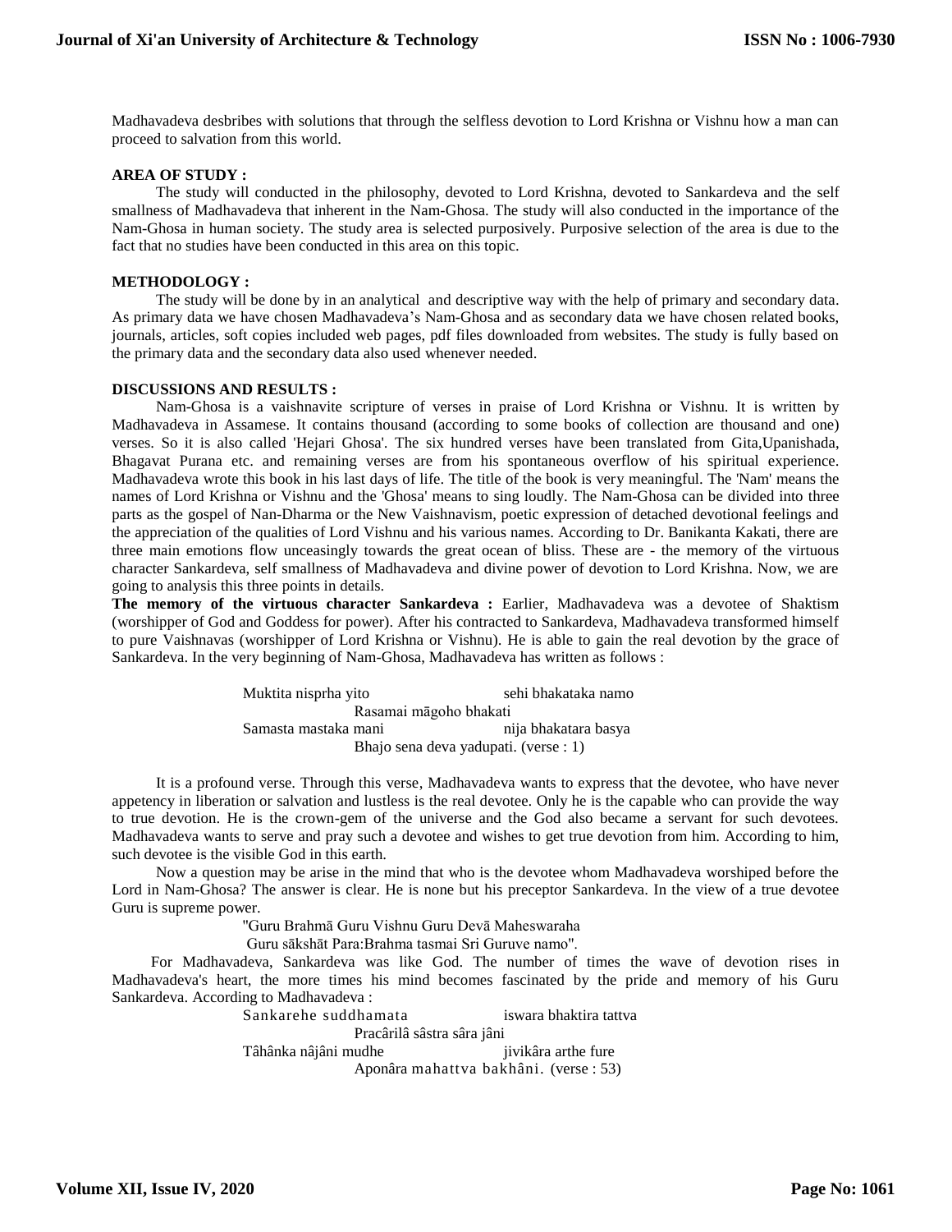Madhavadeva desbribes with solutions that through the selfless devotion to Lord Krishna or Vishnu how a man can proceed to salvation from this world.

**AREA OF STUDY :**

The study will conducted in the philosophy, devoted to Lord Krishna, devoted to Sankardeva and the self smallness of Madhavadeva that inherent in the Nam-Ghosa. The study will also conducted in the importance of the Nam-Ghosa in human society. The study area is selected purposively. Purposive selection of the area is due to the fact that no studies have been conducted in this area on this topic.

**METHODOLOGY :**

The study will be done by in an analytical and descriptive way with the help of primary and secondary data. As primary data we have chosen Madhavadeva's Nam-Ghosa and as secondary data we have chosen related books, journals, articles, soft copies included web pages, pdf files downloaded from websites. The study is fully based on the primary data and the secondary data also used whenever needed.

**DISCUSSIONS AND RESULTS :**

Nam-Ghosa is a vaishnavite scripture of verses in praise of Lord Krishna or Vishnu. It is written by Madhavadeva in Assamese. It contains thousand (according to some books of collection are thousand and one) verses. So it is also called 'Hejari Ghosa'. The six hundred verses have been translated from Gita,Upanishada, Bhagavat Purana etc. and remaining verses are from his spontaneous overflow of his spiritual experience. Madhavadeva wrote this book in his last days of life. The title of the book is very meaningful. The 'Nam' means the names of Lord Krishna or Vishnu and the 'Ghosa' means to sing loudly. The Nam-Ghosa can be divided into three parts as the gospel of Nan-Dharma or the New Vaishnavism, poetic expression of detached devotional feelings and the appreciation of the qualities of Lord Vishnu and his various names. According to Dr. Banikanta Kakati, there are three main emotions flow unceasingly towards the great ocean of bliss. These are - the memory of the virtuous character Sankardeva, self smallness of Madhavadeva and divine power of devotion to Lord Krishna. Now, we are going to analysis this three points in details.

**The memory of the virtuous character Sankardeva :** Earlier, Madhavadeva was a devotee of Shaktism (worshipper of God and Goddess for power). After his contracted to Sankardeva, Madhavadeva transformed himself to pure Vaishnavas (worshipper of Lord Krishna or Vishnu). He is able to gain the real devotion by the grace of Sankardeva. In the very beginning of Nam-Ghosa, Madhavadeva has written as follows :

> Muktita nisprha yito sehi bhakataka namo
> Rasamai māgoho bhakati
> Samasta mastaka mani nija bhakatara basya
> Bhajo sena deva yadupati. (verse : 1)

It is a profound verse. Through this verse, Madhavadeva wants to express that the devotee, who have never appetency in liberation or salvation and lustless is the real devotee. Only he is the capable who can provide the way to true devotion. He is the crown-gem of the universe and the God also became a servant for such devotees. Madhavadeva wants to serve and pray such a devotee and wishes to get true devotion from him. According to him, such devotee is the visible God in this earth.

Now a question may be arise in the mind that who is the devotee whom Madhavadeva worshiped before the Lord in Nam-Ghosa? The answer is clear. He is none but his preceptor Sankardeva. In the view of a true devotee Guru is supreme power.

> "Guru Brahmā Guru Vishnu Guru Devā Maheswaraha
> Guru sākshāt Para:Brahma tasmai Sri Guruve namo".

For Madhavadeva, Sankardeva was like God. The number of times the wave of devotion rises in Madhavadeva's heart, the more times his mind becomes fascinated by the pride and memory of his Guru Sankardeva. According to Madhavadeva :

> Sankarehe suddhamata iswara bhaktira tattva
> Pracârilâ sâstra sâra jâni
> Tâhânka nâjâni mudhe jivikâra arthe fure
> Aponâra mahattva bakhâni. (verse : 53)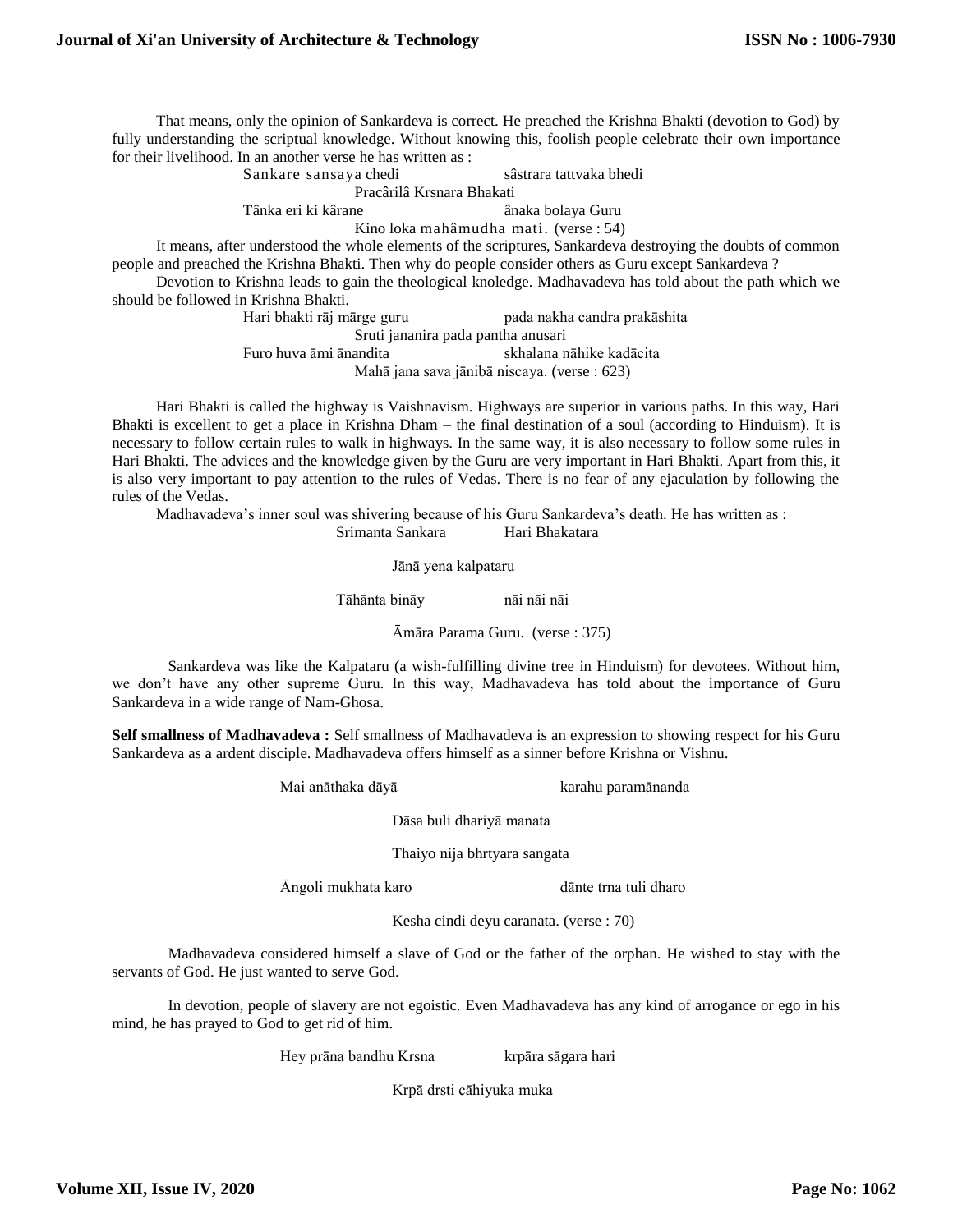That means, only the opinion of Sankardeva is correct. He preached the Krishna Bhakti (devotion to God) by fully understanding the scriptual knowledge. Without knowing this, foolish people celebrate their own importance for their livelihood. In an another verse he has written as :

Sankare sansaya chedi sâstrara tattvaka bhedi
Pracârilâ Krsnara Bhakati
Tânka eri ki kârane ânaka bolaya Guru
Kino loka mahâmudha mati. (verse : 54)

It means, after understood the whole elements of the scriptures, Sankardeva destroying the doubts of common people and preached the Krishna Bhakti. Then why do people consider others as Guru except Sankardeva ?

Devotion to Krishna leads to gain the theological knoledge. Madhavadeva has told about the path which we should be followed in Krishna Bhakti.

Hari bhakti rāj mārge guru pada nakha candra prakāshita
Sruti jananira pada pantha anusari
Furo huva āmi ānandita skhalana nāhike kadācita
Mahā jana sava jānibā niscaya. (verse : 623)

Hari Bhakti is called the highway is Vaishnavism. Highways are superior in various paths. In this way, Hari Bhakti is excellent to get a place in Krishna Dham – the final destination of a soul (according to Hinduism). It is necessary to follow certain rules to walk in highways. In the same way, it is also necessary to follow some rules in Hari Bhakti. The advices and the knowledge given by the Guru are very important in Hari Bhakti. Apart from this, it is also very important to pay attention to the rules of Vedas. There is no fear of any ejaculation by following the rules of the Vedas.

Madhavadeva's inner soul was shivering because of his Guru Sankardeva's death. He has written as :

Srimanta Sankara Hari Bhakatara
Jānā yena kalpataru
Tāhānta bināy nāi nāi nāi
Āmāra Parama Guru. (verse : 375)

Sankardeva was like the Kalpataru (a wish-fulfilling divine tree in Hinduism) for devotees. Without him, we don't have any other supreme Guru. In this way, Madhavadeva has told about the importance of Guru Sankardeva in a wide range of Nam-Ghosa.

**Self smallness of Madhavadeva :** Self smallness of Madhavadeva is an expression to showing respect for his Guru Sankardeva as a ardent disciple. Madhavadeva offers himself as a sinner before Krishna or Vishnu.

Mai anāthaka dāyā karahu paramānanda
Dāsa buli dhariyā manata
Thaiyo nija bhrtyara sangata
Āngoli mukhata karo dānte trna tuli dharo
Kesha cindi deyu caranata. (verse : 70)

Madhavadeva considered himself a slave of God or the father of the orphan. He wished to stay with the servants of God. He just wanted to serve God.

In devotion, people of slavery are not egoistic. Even Madhavadeva has any kind of arrogance or ego in his mind, he has prayed to God to get rid of him.

Hey prāna bandhu Krsna krpāra sāgara hari
Krpā drsti cāhiyuka muka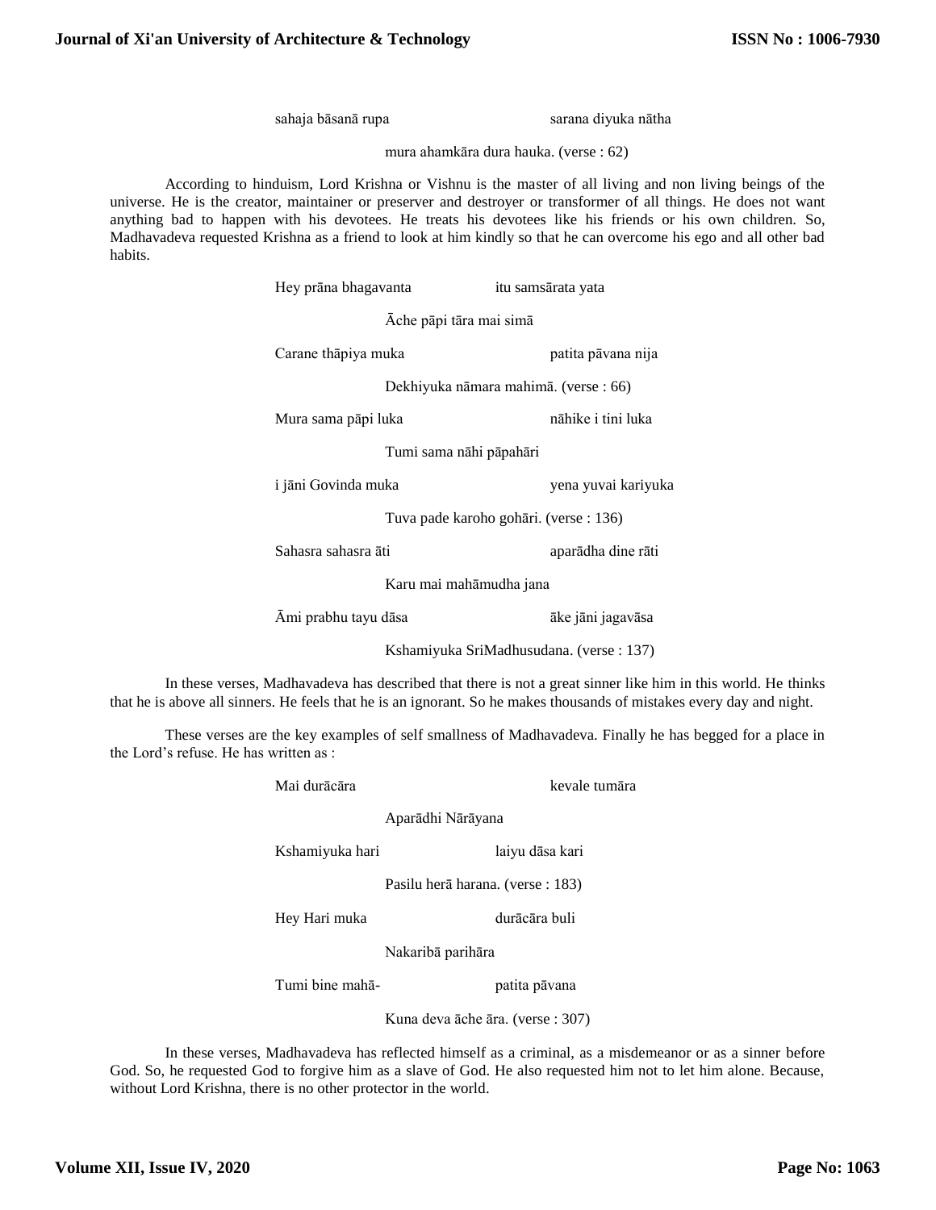sahaja bāsanā rupa sarana diyuka nātha

mura ahamkāra dura hauka. (verse : 62)

According to hinduism, Lord Krishna or Vishnu is the master of all living and non living beings of the universe. He is the creator, maintainer or preserver and destroyer or transformer of all things. He does not want anything bad to happen with his devotees. He treats his devotees like his friends or his own children. So, Madhavadeva requested Krishna as a friend to look at him kindly so that he can overcome his ego and all other bad habits.

Hey prāna bhagavanta itu samsārata yata

Āche pāpi tāra mai simā

Carane thāpiya muka patita pāvana nija

Dekhiyuka nāmara mahimā. (verse : 66)

Mura sama pāpi luka nāhike i tini luka

Tumi sama nāhi pāpahāri

i jāni Govinda muka yena yuvai kariyuka

Tuva pade karoho gohāri. (verse : 136)

Sahasra sahasra āti aparādha dine rāti

Karu mai mahāmudha jana

Āmi prabhu tayu dāsa āke jāni jagavāsa

Kshamiyuka SriMadhusudana. (verse : 137)

In these verses, Madhavadeva has described that there is not a great sinner like him in this world. He thinks that he is above all sinners. He feels that he is an ignorant. So he makes thousands of mistakes every day and night.

These verses are the key examples of self smallness of Madhavadeva. Finally he has begged for a place in the Lord's refuse. He has written as :

Mai durācāra kevale tumāra

Aparādhi Nārāyana

Kshamiyuka hari laiyu dāsa kari

Pasilu herā harana. (verse : 183)

Hey Hari muka durācāra buli

Nakaribā parihāra

Tumi bine mahā- patita pāvana

Kuna deva āche āra. (verse : 307)

In these verses, Madhavadeva has reflected himself as a criminal, as a misdemeanor or as a sinner before God. So, he requested God to forgive him as a slave of God. He also requested him not to let him alone. Because, without Lord Krishna, there is no other protector in the world.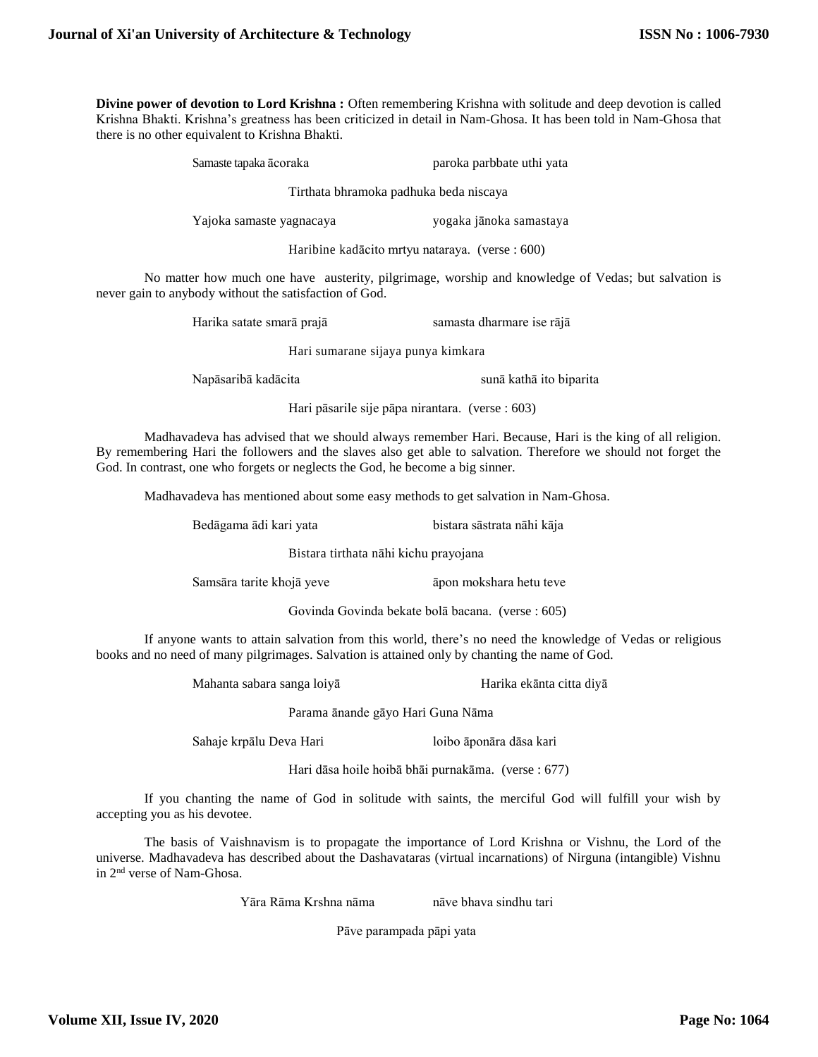**Divine power of devotion to Lord Krishna :** Often remembering Krishna with solitude and deep devotion is called Krishna Bhakti. Krishna's greatness has been criticized in detail in Nam-Ghosa. It has been told in Nam-Ghosa that there is no other equivalent to Krishna Bhakti.

> Samaste tapaka ācoraka paroka parbbate uthi yata
>
> Tirthata bhramoka padhuka beda niscaya
>
> Yajoka samaste yagnacaya yogaka jānoka samastaya
>
> Haribine kadācito mrtyu nataraya. (verse : 600)

No matter how much one have austerity, pilgrimage, worship and knowledge of Vedas; but salvation is never gain to anybody without the satisfaction of God.

> Harika satate smarā prajā samasta dharmare ise rājā
>
> Hari sumarane sijaya punya kimkara
>
> Napāsaribā kadācita sunā kathā ito biparita
>
> Hari pāsarile sije pāpa nirantara. (verse : 603)

Madhavadeva has advised that we should always remember Hari. Because, Hari is the king of all religion. By remembering Hari the followers and the slaves also get able to salvation. Therefore we should not forget the God. In contrast, one who forgets or neglects the God, he become a big sinner.

Madhavadeva has mentioned about some easy methods to get salvation in Nam-Ghosa.

> Bedāgama ādi kari yata bistara sāstrata nāhi kāja
>
> Bistara tirthata nāhi kichu prayojana
>
> Samsāra tarite khojā yeve āpon mokshara hetu teve
>
> Govinda Govinda bekate bolā bacana. (verse : 605)

If anyone wants to attain salvation from this world, there's no need the knowledge of Vedas or religious books and no need of many pilgrimages. Salvation is attained only by chanting the name of God.

> Mahanta sabara sanga loiyā Harika ekānta citta diyā
>
> Parama ānande gāyo Hari Guna Nāma
>
> Sahaje krpālu Deva Hari loibo āponāra dāsa kari
>
> Hari dāsa hoile hoibā bhāi purnakāma. (verse : 677)

If you chanting the name of God in solitude with saints, the merciful God will fulfill your wish by accepting you as his devotee.

The basis of Vaishnavism is to propagate the importance of Lord Krishna or Vishnu, the Lord of the universe. Madhavadeva has described about the Dashavataras (virtual incarnations) of Nirguna (intangible) Vishnu in 2nd verse of Nam-Ghosa.

> Yāra Rāma Krshna nāma nāve bhava sindhu tari
>
> Pāve parampada pāpi yata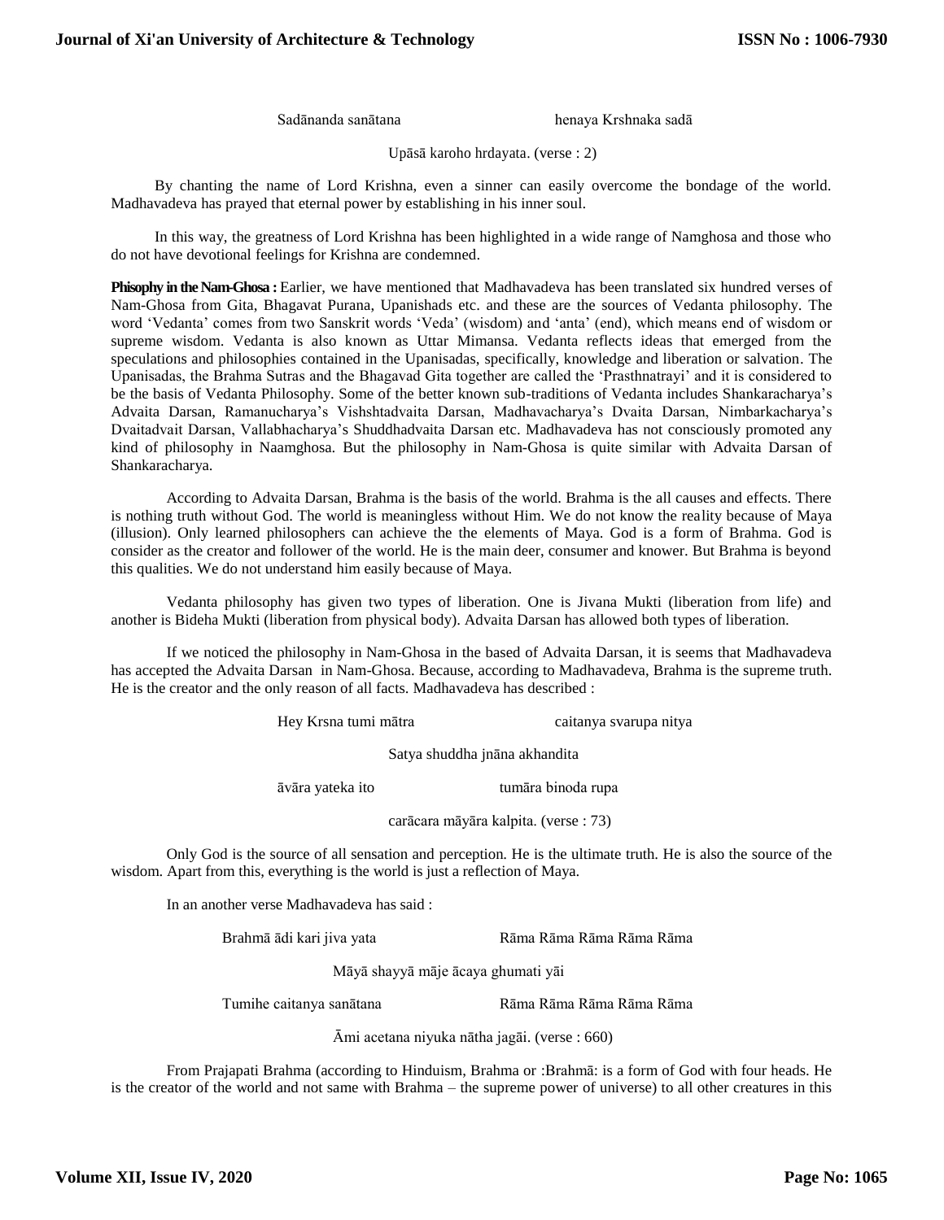Sadānanda sanātana henaya Krshnaka sadā

Upāsā karoho hrdayata. (verse : 2)

By chanting the name of Lord Krishna, even a sinner can easily overcome the bondage of the world. Madhavadeva has prayed that eternal power by establishing in his inner soul.

In this way, the greatness of Lord Krishna has been highlighted in a wide range of Namghosa and those who do not have devotional feelings for Krishna are condemned.

**Phisophy in the Nam-Ghosa :** Earlier, we have mentioned that Madhavadeva has been translated six hundred verses of Nam-Ghosa from Gita, Bhagavat Purana, Upanishads etc. and these are the sources of Vedanta philosophy. The word 'Vedanta' comes from two Sanskrit words 'Veda' (wisdom) and 'anta' (end), which means end of wisdom or supreme wisdom. Vedanta is also known as Uttar Mimansa. Vedanta reflects ideas that emerged from the speculations and philosophies contained in the Upanisadas, specifically, knowledge and liberation or salvation. The Upanisadas, the Brahma Sutras and the Bhagavad Gita together are called the 'Prasthnatrayi' and it is considered to be the basis of Vedanta Philosophy. Some of the better known sub-traditions of Vedanta includes Shankaracharya's Advaita Darsan, Ramanucharya's Vishshtadvaita Darsan, Madhavacharya's Dvaita Darsan, Nimbarkacharya's Dvaitadvait Darsan, Vallabhacharya's Shuddhadvaita Darsan etc. Madhavadeva has not consciously promoted any kind of philosophy in Naamghosa. But the philosophy in Nam-Ghosa is quite similar with Advaita Darsan of Shankaracharya.

According to Advaita Darsan, Brahma is the basis of the world. Brahma is the all causes and effects. There is nothing truth without God. The world is meaningless without Him. We do not know the reality because of Maya (illusion). Only learned philosophers can achieve the the elements of Maya. God is a form of Brahma. God is consider as the creator and follower of the world. He is the main deer, consumer and knower. But Brahma is beyond this qualities. We do not understand him easily because of Maya.

Vedanta philosophy has given two types of liberation. One is Jivana Mukti (liberation from life) and another is Bideha Mukti (liberation from physical body). Advaita Darsan has allowed both types of liberation.

If we noticed the philosophy in Nam-Ghosa in the based of Advaita Darsan, it is seems that Madhavadeva has accepted the Advaita Darsan in Nam-Ghosa. Because, according to Madhavadeva, Brahma is the supreme truth. He is the creator and the only reason of all facts. Madhavadeva has described :

Hey Krsna tumi mātra caitanya svarupa nitya

Satya shuddha jnāna akhandita

āvāra yateka ito tumāra binoda rupa

carācara māyāra kalpita. (verse : 73)

Only God is the source of all sensation and perception. He is the ultimate truth. He is also the source of the wisdom. Apart from this, everything is the world is just a reflection of Maya.

In an another verse Madhavadeva has said :

Brahmā ādi kari jiva yata Rāma Rāma Rāma Rāma Rāma

Māyā shayyā māje ācaya ghumati yāi

Tumihe caitanya sanātana Rāma Rāma Rāma Rāma Rāma

Āmi acetana niyuka nātha jagāi. (verse : 660)

From Prajapati Brahma (according to Hinduism, Brahma or :Brahmā: is a form of God with four heads. He is the creator of the world and not same with Brahma – the supreme power of universe) to all other creatures in this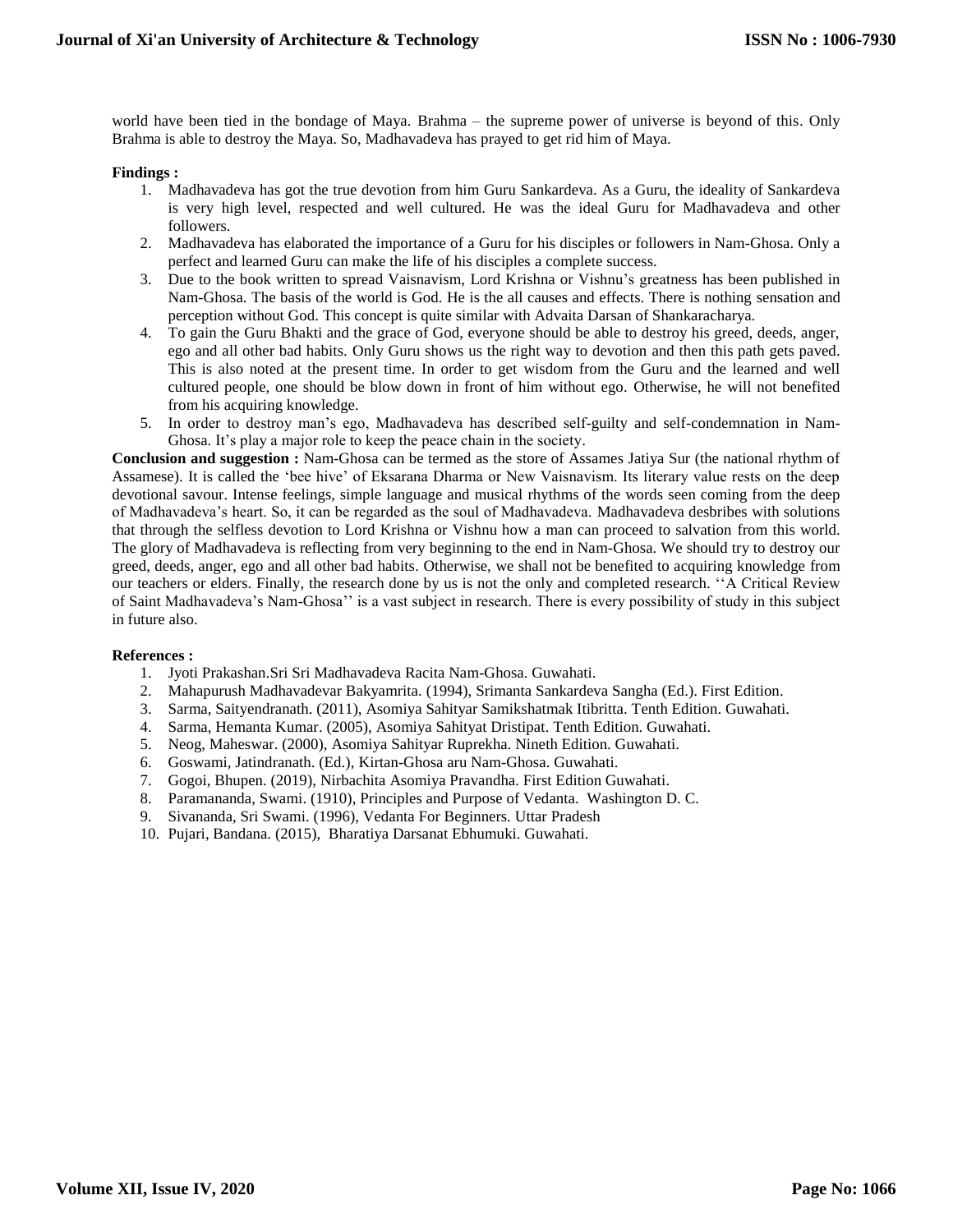world have been tied in the bondage of Maya. Brahma – the supreme power of universe is beyond of this. Only Brahma is able to destroy the Maya. So, Madhavadeva has prayed to get rid him of Maya.

**Findings :**

1. Madhavadeva has got the true devotion from him Guru Sankardeva. As a Guru, the ideality of Sankardeva is very high level, respected and well cultured. He was the ideal Guru for Madhavadeva and other followers.
2. Madhavadeva has elaborated the importance of a Guru for his disciples or followers in Nam-Ghosa. Only a perfect and learned Guru can make the life of his disciples a complete success.
3. Due to the book written to spread Vaisnavism, Lord Krishna or Vishnu's greatness has been published in Nam-Ghosa. The basis of the world is God. He is the all causes and effects. There is nothing sensation and perception without God. This concept is quite similar with Advaita Darsan of Shankaracharya.
4. To gain the Guru Bhakti and the grace of God, everyone should be able to destroy his greed, deeds, anger, ego and all other bad habits. Only Guru shows us the right way to devotion and then this path gets paved. This is also noted at the present time. In order to get wisdom from the Guru and the learned and well cultured people, one should be blow down in front of him without ego. Otherwise, he will not benefited from his acquiring knowledge.
5. In order to destroy man's ego, Madhavadeva has described self-guilty and self-condemnation in Nam-Ghosa. It's play a major role to keep the peace chain in the society.

**Conclusion and suggestion :** Nam-Ghosa can be termed as the store of Assames Jatiya Sur (the national rhythm of Assamese). It is called the 'bee hive' of Eksarana Dharma or New Vaisnavism. Its literary value rests on the deep devotional savour. Intense feelings, simple language and musical rhythms of the words seen coming from the deep of Madhavadeva's heart. So, it can be regarded as the soul of Madhavadeva. Madhavadeva desbribes with solutions that through the selfless devotion to Lord Krishna or Vishnu how a man can proceed to salvation from this world. The glory of Madhavadeva is reflecting from very beginning to the end in Nam-Ghosa. We should try to destroy our greed, deeds, anger, ego and all other bad habits. Otherwise, we shall not be benefited to acquiring knowledge from our teachers or elders. Finally, the research done by us is not the only and completed research. ''A Critical Review of Saint Madhavadeva's Nam-Ghosa'' is a vast subject in research. There is every possibility of study in this subject in future also.

**References :**

1. Jyoti Prakashan.Sri Sri Madhavadeva Racita Nam-Ghosa. Guwahati.
2. Mahapurush Madhavadevar Bakyamrita. (1994), Srimanta Sankardeva Sangha (Ed.). First Edition.
3. Sarma, Saityendranath. (2011), Asomiya Sahityar Samikshatmak Itibritta. Tenth Edition. Guwahati.
4. Sarma, Hemanta Kumar. (2005), Asomiya Sahityat Dristipat. Tenth Edition. Guwahati.
5. Neog, Maheswar. (2000), Asomiya Sahityar Ruprekha. Nineth Edition. Guwahati.
6. Goswami, Jatindranath. (Ed.), Kirtan-Ghosa aru Nam-Ghosa. Guwahati.
7. Gogoi, Bhupen. (2019), Nirbachita Asomiya Pravandha. First Edition Guwahati.
8. Paramananda, Swami. (1910), Principles and Purpose of Vedanta. Washington D. C.
9. Sivananda, Sri Swami. (1996), Vedanta For Beginners. Uttar Pradesh
10. Pujari, Bandana. (2015), Bharatiya Darsanat Ebhumuki. Guwahati.